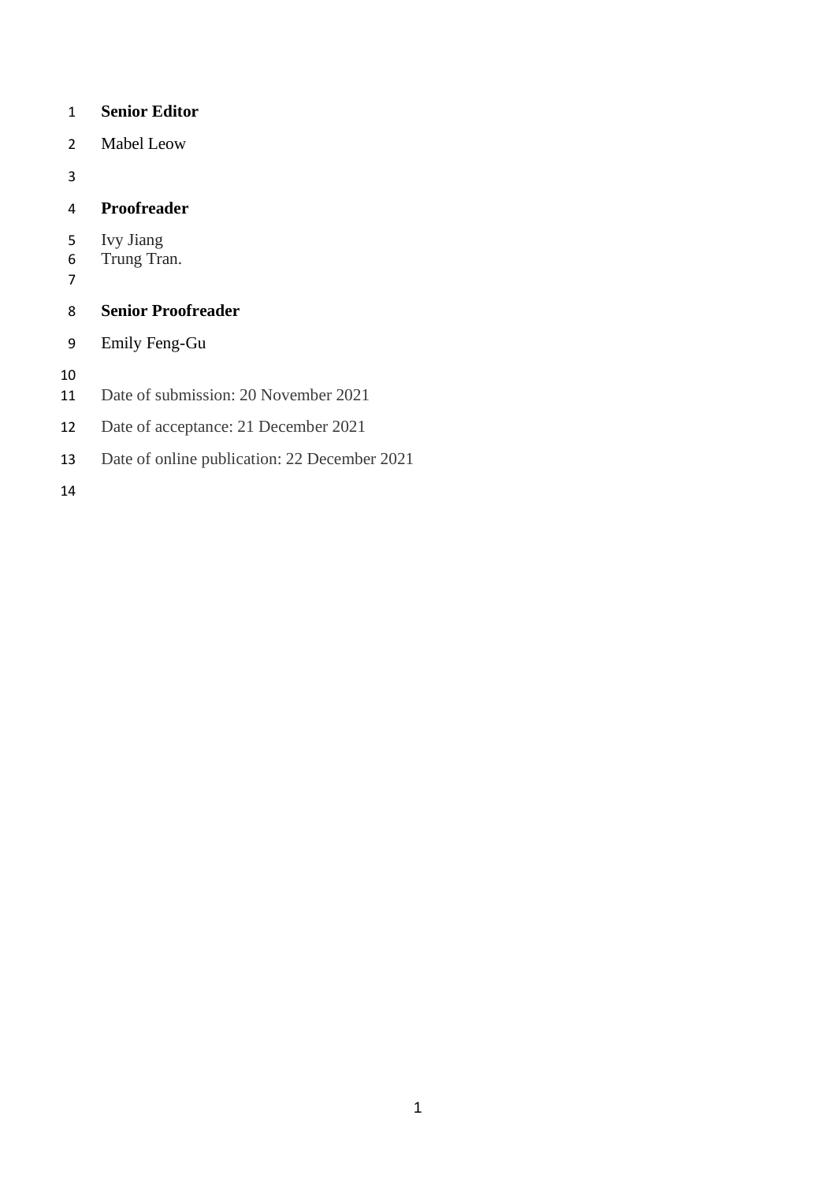**Senior Editor**

Mabel Leow

**Proofreader**

Ivy Jiang
Trung Tran.

**Senior Proofreader**

Emily Feng-Gu

Date of submission: 20 November 2021

Date of acceptance: 21 December 2021

Date of online publication: 22 December 2021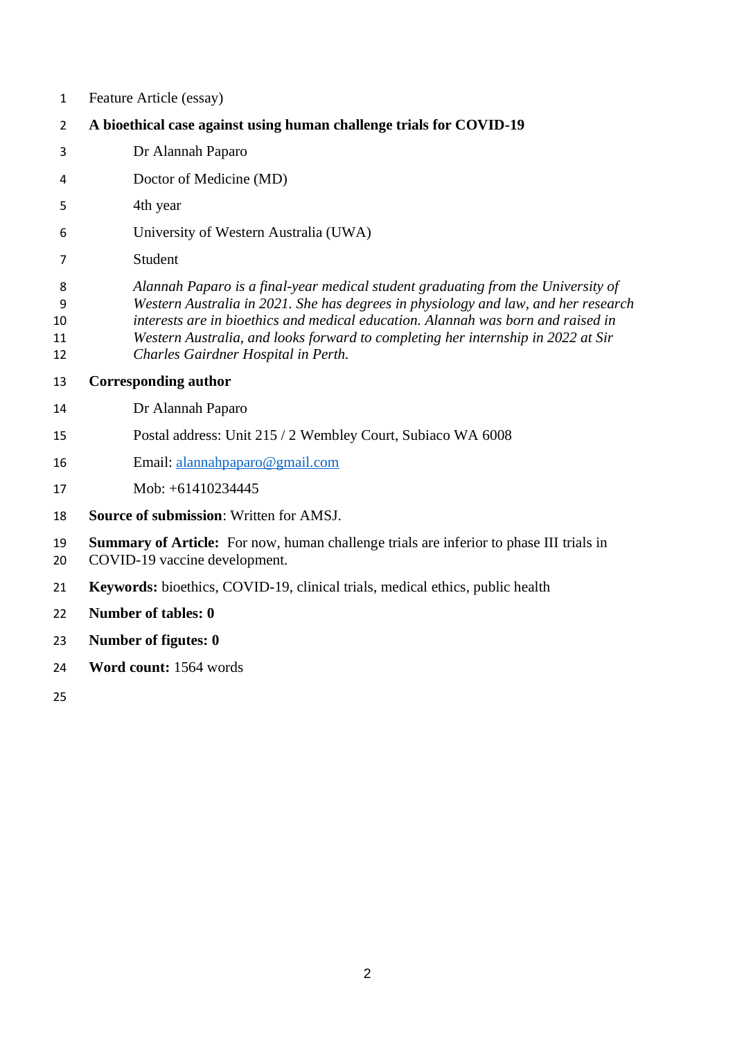Feature Article (essay)

**A bioethical case against using human challenge trials for COVID-19**

Dr Alannah Paparo

Doctor of Medicine (MD)

4th year

University of Western Australia (UWA)

Student

*Alannah Paparo is a final-year medical student graduating from the University of Western Australia in 2021. She has degrees in physiology and law, and her research interests are in bioethics and medical education. Alannah was born and raised in Western Australia, and looks forward to completing her internship in 2022 at Sir Charles Gairdner Hospital in Perth.*

**Corresponding author**

Dr Alannah Paparo

Postal address: Unit 215 / 2 Wembley Court, Subiaco WA 6008

Email: alannahpaparo@gmail.com

Mob: +61410234445

**Source of submission**: Written for AMSJ.

**Summary of Article:** For now, human challenge trials are inferior to phase III trials in COVID-19 vaccine development.

**Keywords:** bioethics, COVID-19, clinical trials, medical ethics, public health

**Number of tables: 0**

**Number of figutes: 0**

**Word count:** 1564 words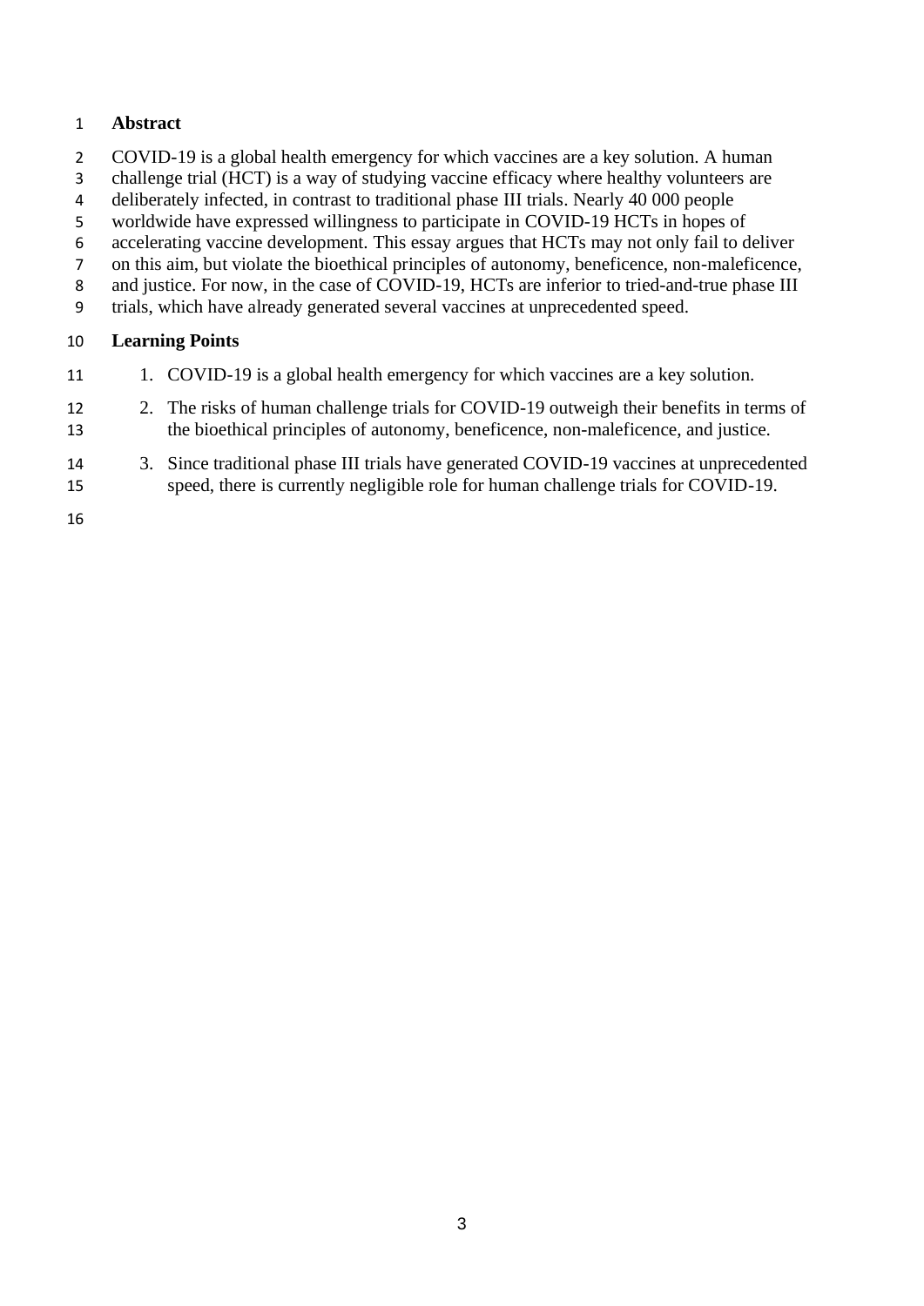## Abstract

COVID-19 is a global health emergency for which vaccines are a key solution. A human challenge trial (HCT) is a way of studying vaccine efficacy where healthy volunteers are deliberately infected, in contrast to traditional phase III trials. Nearly 40 000 people worldwide have expressed willingness to participate in COVID-19 HCTs in hopes of accelerating vaccine development. This essay argues that HCTs may not only fail to deliver on this aim, but violate the bioethical principles of autonomy, beneficence, non-maleficence, and justice. For now, in the case of COVID-19, HCTs are inferior to tried-and-true phase III trials, which have already generated several vaccines at unprecedented speed.

## Learning Points

1. COVID-19 is a global health emergency for which vaccines are a key solution.
2. The risks of human challenge trials for COVID-19 outweigh their benefits in terms of the bioethical principles of autonomy, beneficence, non-maleficence, and justice.
3. Since traditional phase III trials have generated COVID-19 vaccines at unprecedented speed, there is currently negligible role for human challenge trials for COVID-19.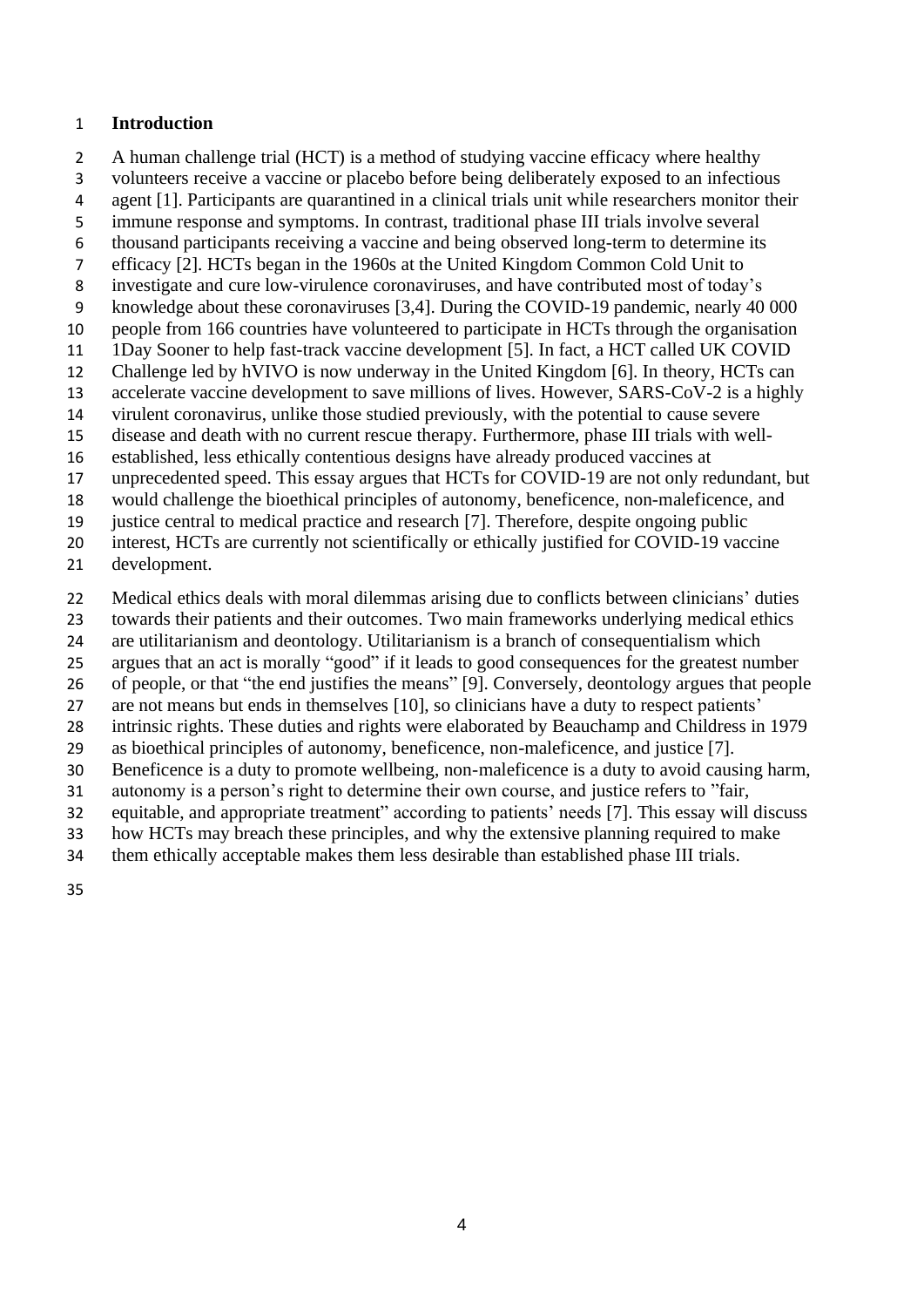# Introduction

A human challenge trial (HCT) is a method of studying vaccine efficacy where healthy volunteers receive a vaccine or placebo before being deliberately exposed to an infectious agent [1]. Participants are quarantined in a clinical trials unit while researchers monitor their immune response and symptoms. In contrast, traditional phase III trials involve several thousand participants receiving a vaccine and being observed long-term to determine its efficacy [2]. HCTs began in the 1960s at the United Kingdom Common Cold Unit to investigate and cure low-virulence coronaviruses, and have contributed most of today's knowledge about these coronaviruses [3,4]. During the COVID-19 pandemic, nearly 40 000 people from 166 countries have volunteered to participate in HCTs through the organisation 1Day Sooner to help fast-track vaccine development [5]. In fact, a HCT called UK COVID Challenge led by hVIVO is now underway in the United Kingdom [6]. In theory, HCTs can accelerate vaccine development to save millions of lives. However, SARS-CoV-2 is a highly virulent coronavirus, unlike those studied previously, with the potential to cause severe disease and death with no current rescue therapy. Furthermore, phase III trials with well-established, less ethically contentious designs have already produced vaccines at unprecedented speed. This essay argues that HCTs for COVID-19 are not only redundant, but would challenge the bioethical principles of autonomy, beneficence, non-maleficence, and justice central to medical practice and research [7]. Therefore, despite ongoing public interest, HCTs are currently not scientifically or ethically justified for COVID-19 vaccine development.

Medical ethics deals with moral dilemmas arising due to conflicts between clinicians' duties towards their patients and their outcomes. Two main frameworks underlying medical ethics are utilitarianism and deontology. Utilitarianism is a branch of consequentialism which argues that an act is morally "good" if it leads to good consequences for the greatest number of people, or that "the end justifies the means" [9]. Conversely, deontology argues that people are not means but ends in themselves [10], so clinicians have a duty to respect patients' intrinsic rights. These duties and rights were elaborated by Beauchamp and Childress in 1979 as bioethical principles of autonomy, beneficence, non-maleficence, and justice [7]. Beneficence is a duty to promote wellbeing, non-maleficence is a duty to avoid causing harm, autonomy is a person's right to determine their own course, and justice refers to "fair, equitable, and appropriate treatment" according to patients' needs [7]. This essay will discuss how HCTs may breach these principles, and why the extensive planning required to make them ethically acceptable makes them less desirable than established phase III trials.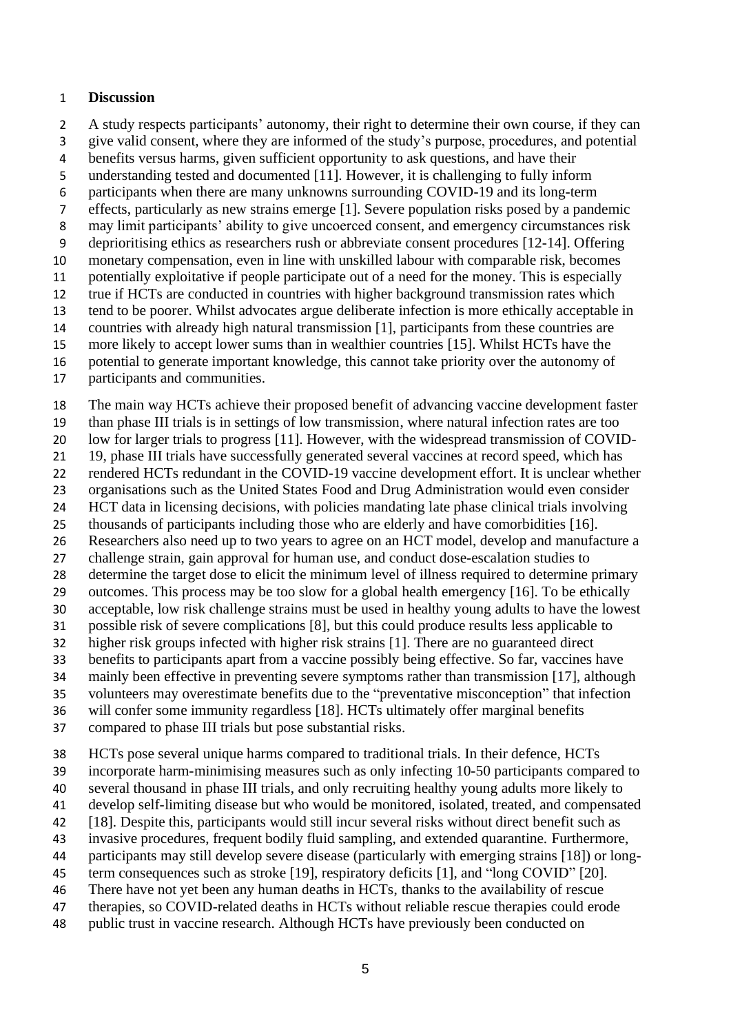## Discussion

A study respects participants' autonomy, their right to determine their own course, if they can give valid consent, where they are informed of the study's purpose, procedures, and potential benefits versus harms, given sufficient opportunity to ask questions, and have their understanding tested and documented [11]. However, it is challenging to fully inform participants when there are many unknowns surrounding COVID-19 and its long-term effects, particularly as new strains emerge [1]. Severe population risks posed by a pandemic may limit participants' ability to give uncoerced consent, and emergency circumstances risk deprioritising ethics as researchers rush or abbreviate consent procedures [12-14]. Offering monetary compensation, even in line with unskilled labour with comparable risk, becomes potentially exploitative if people participate out of a need for the money. This is especially true if HCTs are conducted in countries with higher background transmission rates which tend to be poorer. Whilst advocates argue deliberate infection is more ethically acceptable in countries with already high natural transmission [1], participants from these countries are more likely to accept lower sums than in wealthier countries [15]. Whilst HCTs have the potential to generate important knowledge, this cannot take priority over the autonomy of participants and communities.

The main way HCTs achieve their proposed benefit of advancing vaccine development faster than phase III trials is in settings of low transmission, where natural infection rates are too low for larger trials to progress [11]. However, with the widespread transmission of COVID-19, phase III trials have successfully generated several vaccines at record speed, which has rendered HCTs redundant in the COVID-19 vaccine development effort. It is unclear whether organisations such as the United States Food and Drug Administration would even consider HCT data in licensing decisions, with policies mandating late phase clinical trials involving thousands of participants including those who are elderly and have comorbidities [16]. Researchers also need up to two years to agree on an HCT model, develop and manufacture a challenge strain, gain approval for human use, and conduct dose-escalation studies to determine the target dose to elicit the minimum level of illness required to determine primary outcomes. This process may be too slow for a global health emergency [16]. To be ethically acceptable, low risk challenge strains must be used in healthy young adults to have the lowest possible risk of severe complications [8], but this could produce results less applicable to higher risk groups infected with higher risk strains [1]. There are no guaranteed direct benefits to participants apart from a vaccine possibly being effective. So far, vaccines have mainly been effective in preventing severe symptoms rather than transmission [17], although volunteers may overestimate benefits due to the "preventative misconception" that infection will confer some immunity regardless [18]. HCTs ultimately offer marginal benefits compared to phase III trials but pose substantial risks.

HCTs pose several unique harms compared to traditional trials. In their defence, HCTs incorporate harm-minimising measures such as only infecting 10-50 participants compared to several thousand in phase III trials, and only recruiting healthy young adults more likely to develop self-limiting disease but who would be monitored, isolated, treated, and compensated [18]. Despite this, participants would still incur several risks without direct benefit such as invasive procedures, frequent bodily fluid sampling, and extended quarantine. Furthermore, participants may still develop severe disease (particularly with emerging strains [18]) or long-term consequences such as stroke [19], respiratory deficits [1], and "long COVID" [20]. There have not yet been any human deaths in HCTs, thanks to the availability of rescue therapies, so COVID-related deaths in HCTs without reliable rescue therapies could erode public trust in vaccine research. Although HCTs have previously been conducted on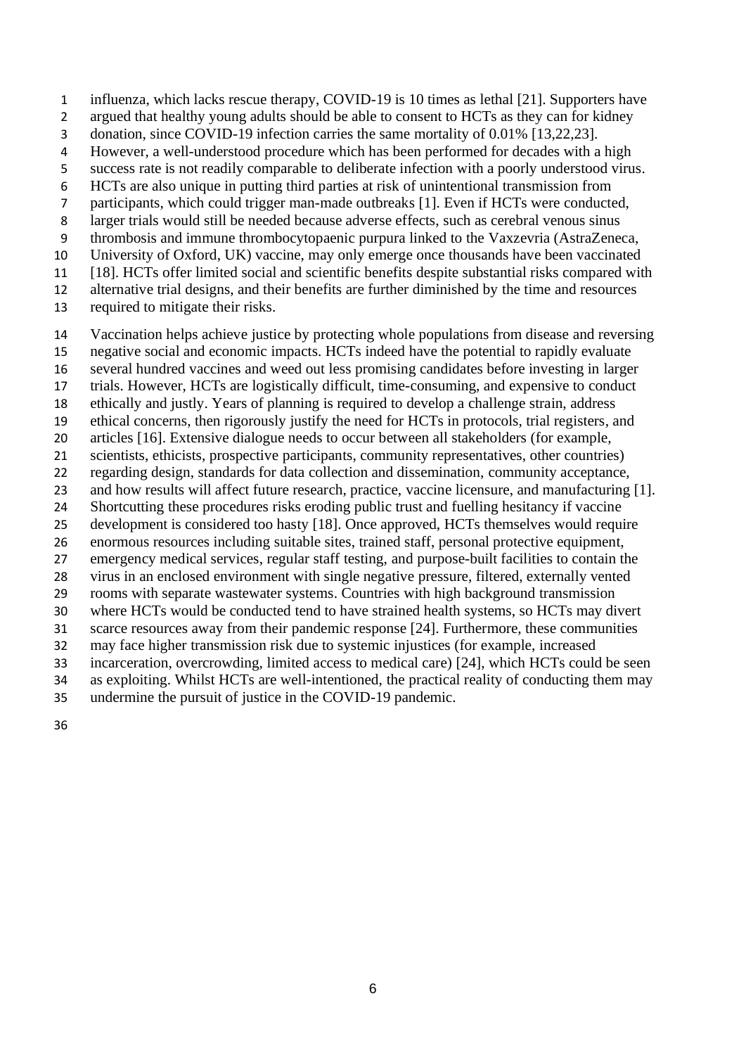influenza, which lacks rescue therapy, COVID-19 is 10 times as lethal [21]. Supporters have argued that healthy young adults should be able to consent to HCTs as they can for kidney donation, since COVID-19 infection carries the same mortality of 0.01% [13,22,23]. However, a well-understood procedure which has been performed for decades with a high success rate is not readily comparable to deliberate infection with a poorly understood virus. HCTs are also unique in putting third parties at risk of unintentional transmission from participants, which could trigger man-made outbreaks [1]. Even if HCTs were conducted, larger trials would still be needed because adverse effects, such as cerebral venous sinus thrombosis and immune thrombocytopaenic purpura linked to the Vaxzevria (AstraZeneca, University of Oxford, UK) vaccine, may only emerge once thousands have been vaccinated [18]. HCTs offer limited social and scientific benefits despite substantial risks compared with alternative trial designs, and their benefits are further diminished by the time and resources required to mitigate their risks.

Vaccination helps achieve justice by protecting whole populations from disease and reversing negative social and economic impacts. HCTs indeed have the potential to rapidly evaluate several hundred vaccines and weed out less promising candidates before investing in larger trials. However, HCTs are logistically difficult, time-consuming, and expensive to conduct ethically and justly. Years of planning is required to develop a challenge strain, address ethical concerns, then rigorously justify the need for HCTs in protocols, trial registers, and articles [16]. Extensive dialogue needs to occur between all stakeholders (for example, scientists, ethicists, prospective participants, community representatives, other countries) regarding design, standards for data collection and dissemination, community acceptance, and how results will affect future research, practice, vaccine licensure, and manufacturing [1]. Shortcutting these procedures risks eroding public trust and fuelling hesitancy if vaccine development is considered too hasty [18]. Once approved, HCTs themselves would require enormous resources including suitable sites, trained staff, personal protective equipment, emergency medical services, regular staff testing, and purpose-built facilities to contain the virus in an enclosed environment with single negative pressure, filtered, externally vented rooms with separate wastewater systems. Countries with high background transmission where HCTs would be conducted tend to have strained health systems, so HCTs may divert scarce resources away from their pandemic response [24]. Furthermore, these communities may face higher transmission risk due to systemic injustices (for example, increased incarceration, overcrowding, limited access to medical care) [24], which HCTs could be seen as exploiting. Whilst HCTs are well-intentioned, the practical reality of conducting them may undermine the pursuit of justice in the COVID-19 pandemic.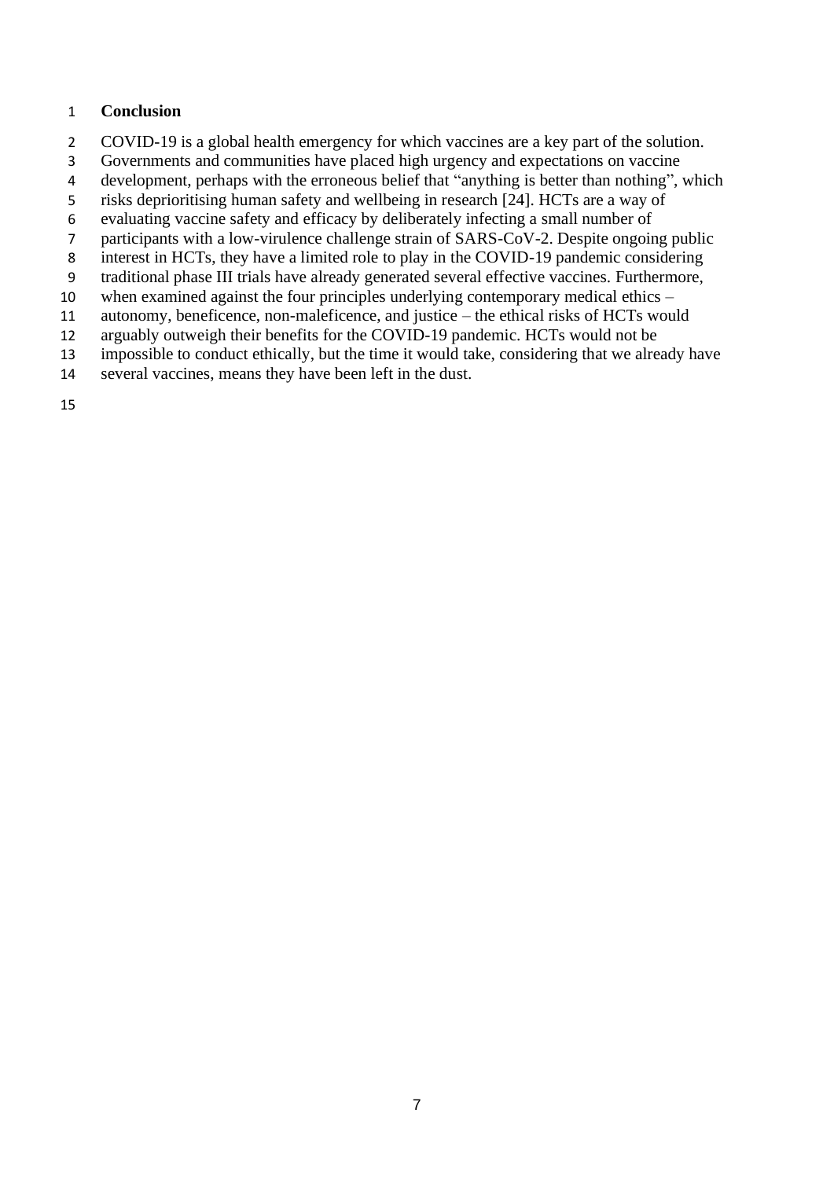## Conclusion

COVID-19 is a global health emergency for which vaccines are a key part of the solution. Governments and communities have placed high urgency and expectations on vaccine development, perhaps with the erroneous belief that “anything is better than nothing”, which risks deprioritising human safety and wellbeing in research [24]. HCTs are a way of evaluating vaccine safety and efficacy by deliberately infecting a small number of participants with a low-virulence challenge strain of SARS-CoV-2. Despite ongoing public interest in HCTs, they have a limited role to play in the COVID-19 pandemic considering traditional phase III trials have already generated several effective vaccines. Furthermore, when examined against the four principles underlying contemporary medical ethics – autonomy, beneficence, non-maleficence, and justice – the ethical risks of HCTs would arguably outweigh their benefits for the COVID-19 pandemic. HCTs would not be impossible to conduct ethically, but the time it would take, considering that we already have several vaccines, means they have been left in the dust.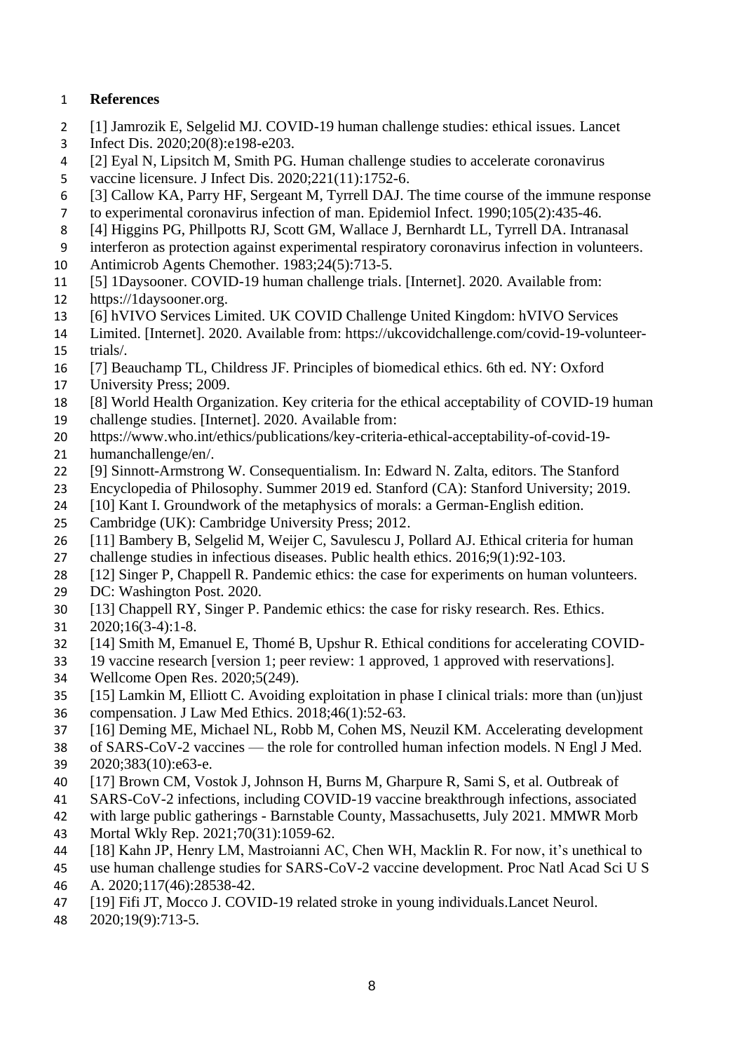**References**

[1] Jamrozik E, Selgelid MJ. COVID-19 human challenge studies: ethical issues. Lancet Infect Dis. 2020;20(8):e198-e203.

[2] Eyal N, Lipsitch M, Smith PG. Human challenge studies to accelerate coronavirus vaccine licensure. J Infect Dis. 2020;221(11):1752-6.

[3] Callow KA, Parry HF, Sergeant M, Tyrrell DAJ. The time course of the immune response to experimental coronavirus infection of man. Epidemiol Infect. 1990;105(2):435-46.

[4] Higgins PG, Phillpotts RJ, Scott GM, Wallace J, Bernhardt LL, Tyrrell DA. Intranasal interferon as protection against experimental respiratory coronavirus infection in volunteers. Antimicrob Agents Chemother. 1983;24(5):713-5.

[5] 1Daysooner. COVID-19 human challenge trials. [Internet]. 2020. Available from: https://1daysooner.org.

[6] hVIVO Services Limited. UK COVID Challenge United Kingdom: hVIVO Services Limited. [Internet]. 2020. Available from: https://ukcovidchallenge.com/covid-19-volunteer-trials/.

[7] Beauchamp TL, Childress JF. Principles of biomedical ethics. 6th ed. NY: Oxford University Press; 2009.

[8] World Health Organization. Key criteria for the ethical acceptability of COVID-19 human challenge studies. [Internet]. 2020. Available from: https://www.who.int/ethics/publications/key-criteria-ethical-acceptability-of-covid-19-humanchallenge/en/.

[9] Sinnott-Armstrong W. Consequentialism. In: Edward N. Zalta, editors. The Stanford Encyclopedia of Philosophy. Summer 2019 ed. Stanford (CA): Stanford University; 2019.

[10] Kant I. Groundwork of the metaphysics of morals: a German-English edition. Cambridge (UK): Cambridge University Press; 2012.

[11] Bambery B, Selgelid M, Weijer C, Savulescu J, Pollard AJ. Ethical criteria for human challenge studies in infectious diseases. Public health ethics. 2016;9(1):92-103.

[12] Singer P, Chappell R. Pandemic ethics: the case for experiments on human volunteers. DC: Washington Post. 2020.

[13] Chappell RY, Singer P. Pandemic ethics: the case for risky research. Res. Ethics. 2020;16(3-4):1-8.

[14] Smith M, Emanuel E, Thomé B, Upshur R. Ethical conditions for accelerating COVID-19 vaccine research [version 1; peer review: 1 approved, 1 approved with reservations]. Wellcome Open Res. 2020;5(249).

[15] Lamkin M, Elliott C. Avoiding exploitation in phase I clinical trials: more than (un)just compensation. J Law Med Ethics. 2018;46(1):52-63.

[16] Deming ME, Michael NL, Robb M, Cohen MS, Neuzil KM. Accelerating development of SARS-CoV-2 vaccines — the role for controlled human infection models. N Engl J Med. 2020;383(10):e63-e.

[17] Brown CM, Vostok J, Johnson H, Burns M, Gharpure R, Sami S, et al. Outbreak of SARS-CoV-2 infections, including COVID-19 vaccine breakthrough infections, associated with large public gatherings - Barnstable County, Massachusetts, July 2021. MMWR Morb Mortal Wkly Rep. 2021;70(31):1059-62.

[18] Kahn JP, Henry LM, Mastroianni AC, Chen WH, Macklin R. For now, it's unethical to use human challenge studies for SARS-CoV-2 vaccine development. Proc Natl Acad Sci U S A. 2020;117(46):28538-42.

[19] Fifi JT, Mocco J. COVID-19 related stroke in young individuals.Lancet Neurol. 2020;19(9):713-5.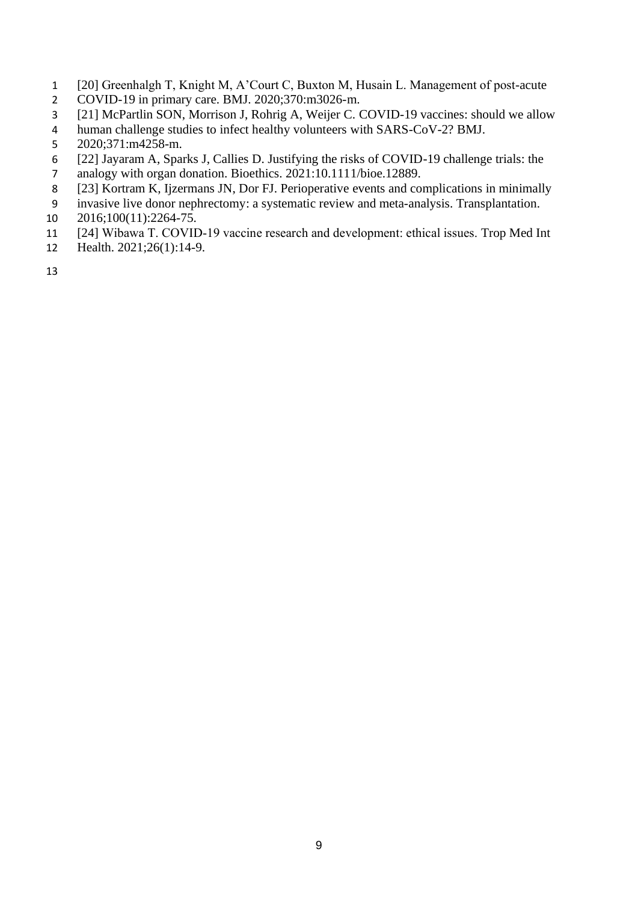[20] Greenhalgh T, Knight M, A'Court C, Buxton M, Husain L. Management of post-acute COVID-19 in primary care. BMJ. 2020;370:m3026-m.

[21] McPartlin SON, Morrison J, Rohrig A, Weijer C. COVID-19 vaccines: should we allow human challenge studies to infect healthy volunteers with SARS-CoV-2? BMJ. 2020;371:m4258-m.

[22] Jayaram A, Sparks J, Callies D. Justifying the risks of COVID-19 challenge trials: the analogy with organ donation. Bioethics. 2021:10.1111/bioe.12889.

[23] Kortram K, Ijzermans JN, Dor FJ. Perioperative events and complications in minimally invasive live donor nephrectomy: a systematic review and meta-analysis. Transplantation. 2016;100(11):2264-75.

[24] Wibawa T. COVID-19 vaccine research and development: ethical issues. Trop Med Int Health. 2021;26(1):14-9.